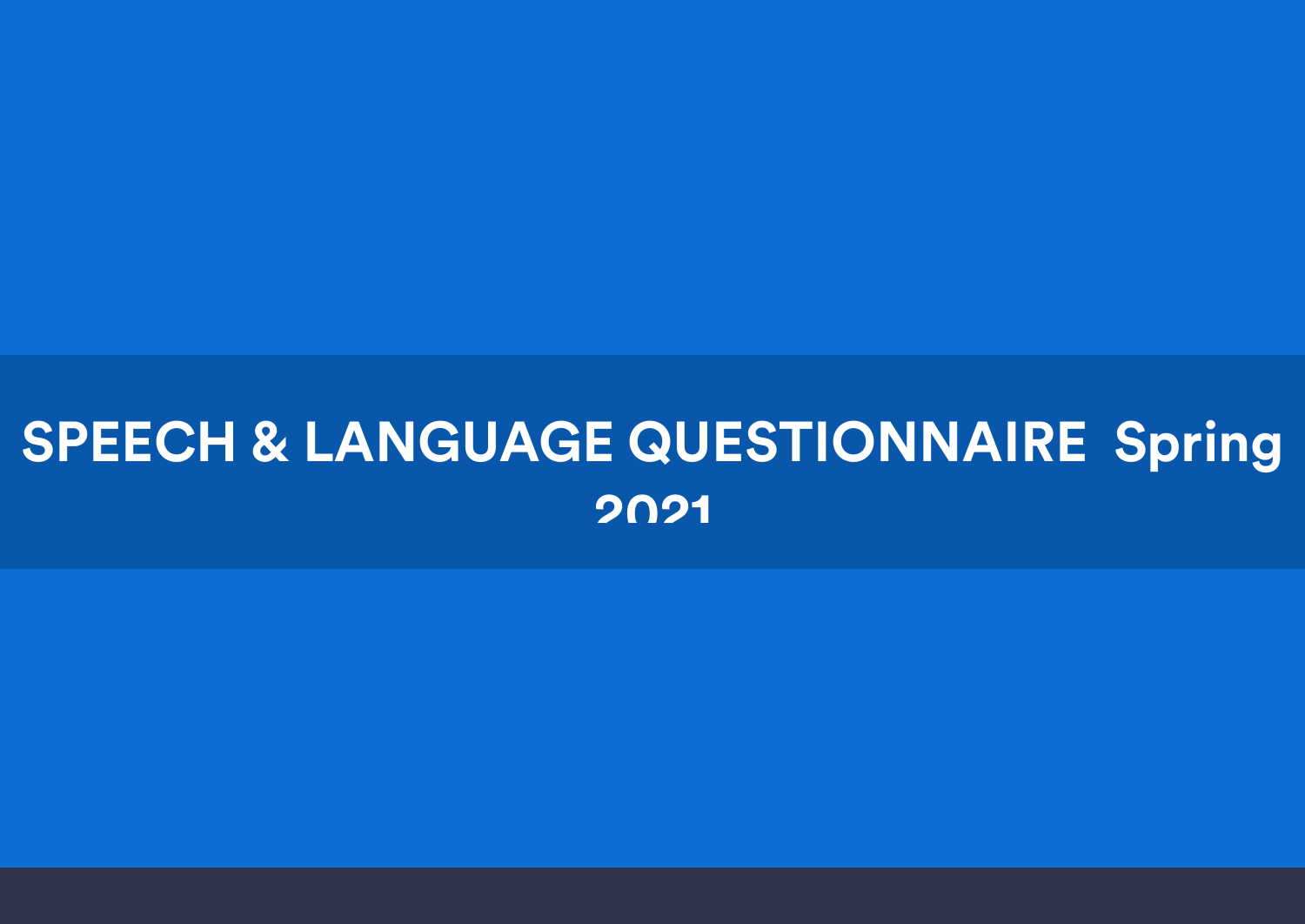# SPEECH & LANGUAGE QUESTIONNAIRE Spring 2021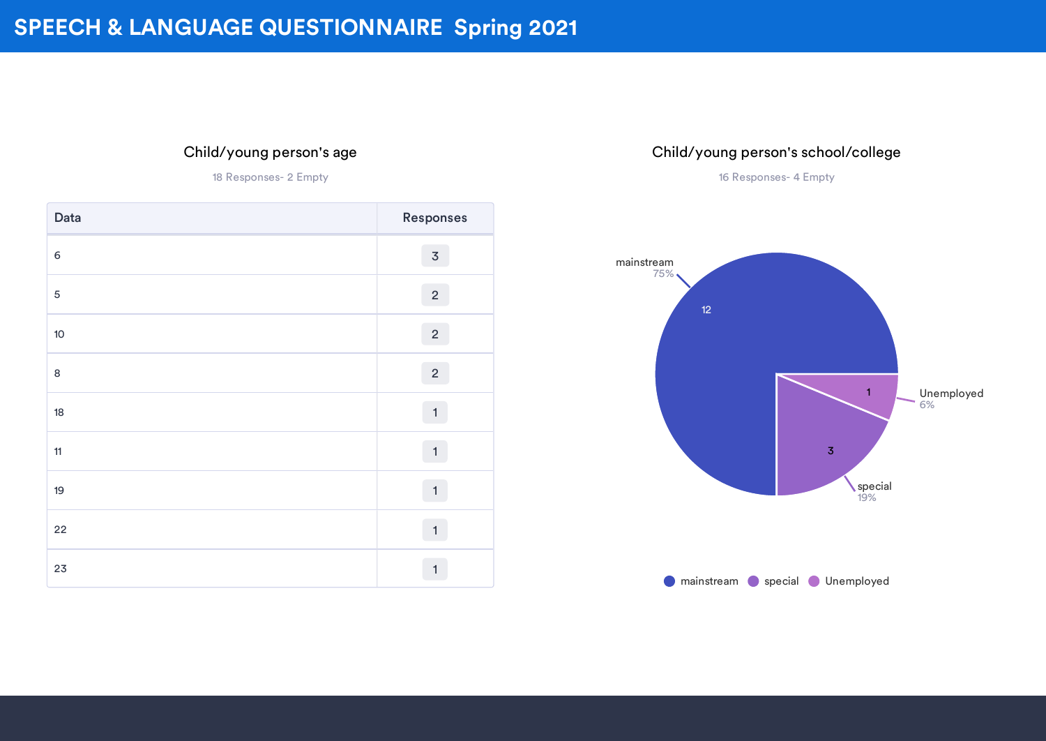# SPEECH & LANGUAGE QUESTIONNAIRE Spring 2021

## Child/young person's age

18 Responses- 2 Empty

| Data | Responses |
|---|---|
| 6 | 3 |
| 5 | 2 |
| 10 | 2 |
| 8 | 2 |
| 18 | 1 |
| 11 | 1 |
| 19 | 1 |
| 22 | 1 |
| 23 | 1 |

## Child/young person's school/college

16 Responses- 4 Empty

mainstream 75%

12

Unemployed 6%

1

special 19%

3

mainstream special Unemployed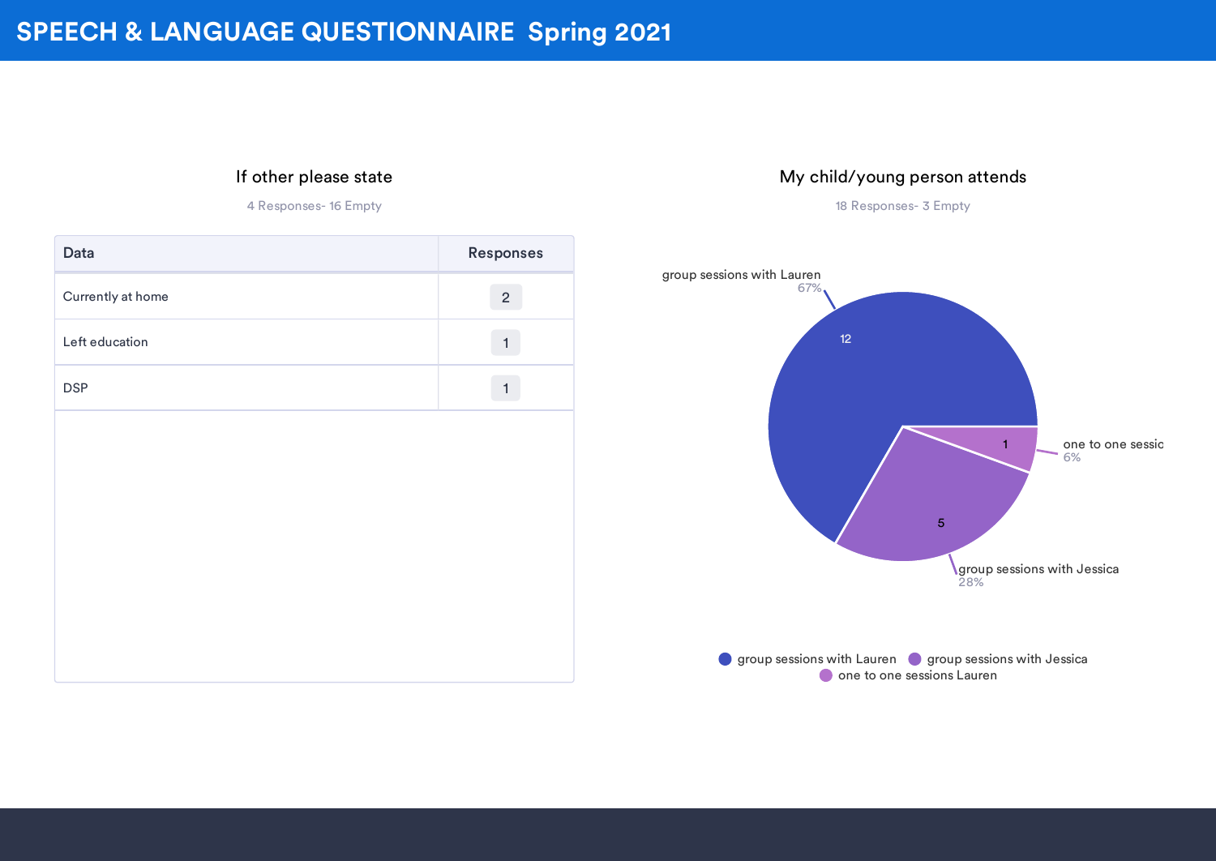# SPEECH & LANGUAGE QUESTIONNAIRE Spring 2021

## If other please state

4 Responses- 16 Empty

| Data | Responses |
|---|---|
| Currently at home | 2 |
| Left education | 1 |
| DSP | 1 |

## My child/young person attends

18 Responses- 3 Empty

group sessions with Lauren
67%
12

one to one sessic
6%
1

group sessions with Jessica
28%
5

group sessions with Lauren
group sessions with Jessica
one to one sessions Lauren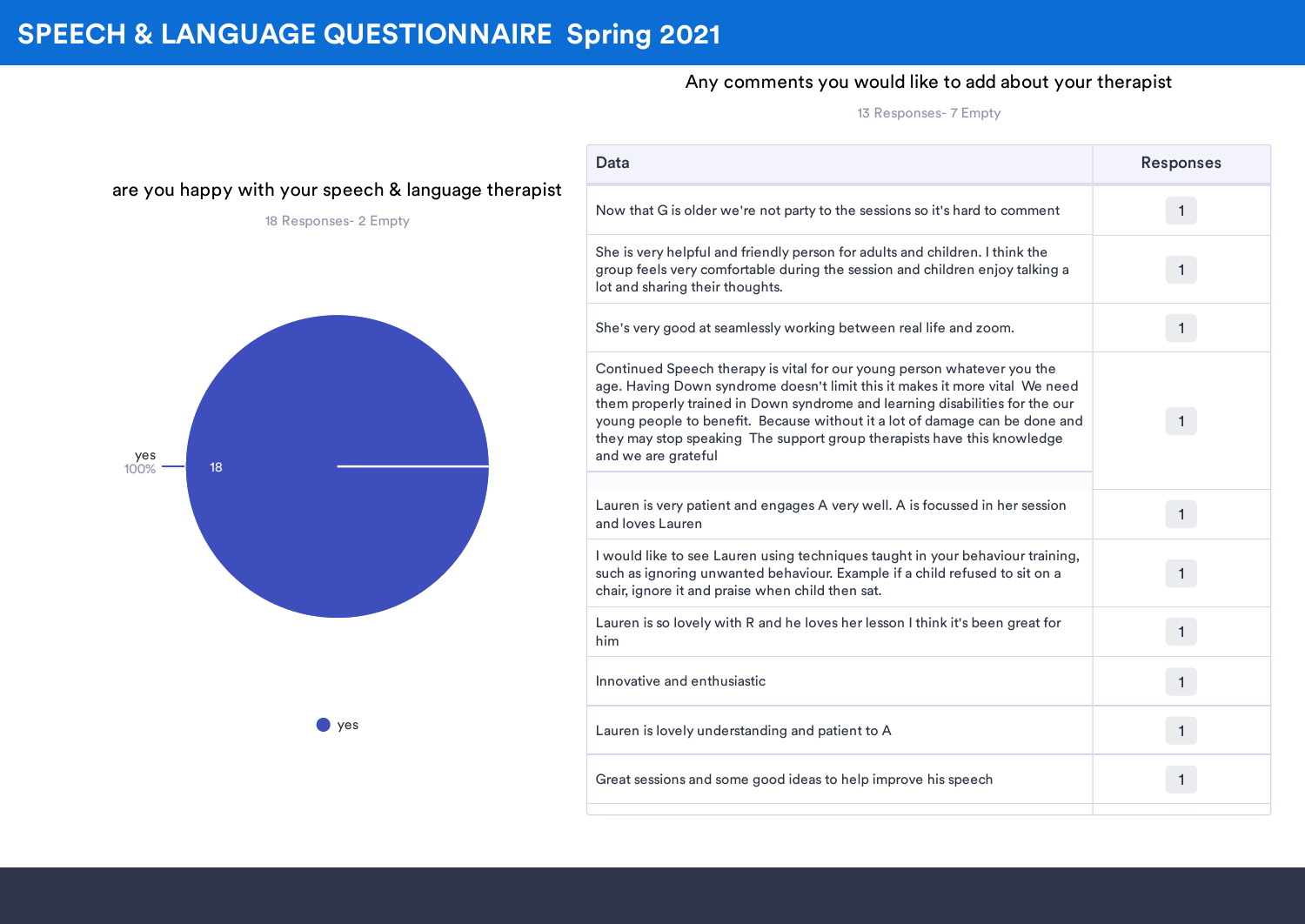# SPEECH & LANGUAGE QUESTIONNAIRE  Spring 2021

## are you happy with your speech & language therapist

18 Responses- 2 Empty

yes
100%
18

yes

## Any comments you would like to add about your therapist

13 Responses- 7 Empty

| Data | Responses |
|---|---|
| Now that G is older we're not party to the sessions so it's hard to comment | 1 |
| She is very helpful and friendly person for adults and children. I think the group feels very comfortable during the session and children enjoy talking a lot and sharing their thoughts. | 1 |
| She's very good at seamlessly working between real life and zoom. | 1 |
| Continued Speech therapy is vital for our young person whatever you the age. Having Down syndrome doesn't limit this it makes it more vital  We need them properly trained in Down syndrome and learning disabilities for the our young people to benefit.  Because without it a lot of damage can be done and they may stop speaking  The support group therapists have this knowledge and we are grateful | 1 |
| Lauren is very patient and engages A very well. A is focussed in her session and loves Lauren | 1 |
| I would like to see Lauren using techniques taught in your behaviour training, such as ignoring unwanted behaviour. Example if a child refused to sit on a chair, ignore it and praise when child then sat. | 1 |
| Lauren is so lovely with R and he loves her lesson I think it's been great for him | 1 |
| Innovative and enthusiastic | 1 |
| Lauren is lovely understanding and patient to A | 1 |
| Great sessions and some good ideas to help improve his speech | 1 |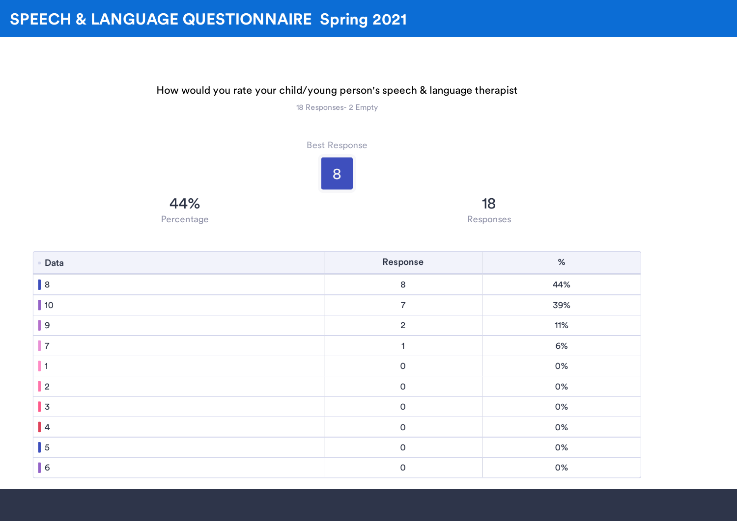# SPEECH & LANGUAGE QUESTIONNAIRE Spring 2021

How would you rate your child/young person's speech & language therapist

18 Responses- 2 Empty

Best Response

8

44%
Percentage

18
Responses

| Data | Response | % |
|---|---|---|
| 8 | 8 | 44% |
| 10 | 7 | 39% |
| 9 | 2 | 11% |
| 7 | 1 | 6% |
| 1 | 0 | 0% |
| 2 | 0 | 0% |
| 3 | 0 | 0% |
| 4 | 0 | 0% |
| 5 | 0 | 0% |
| 6 | 0 | 0% |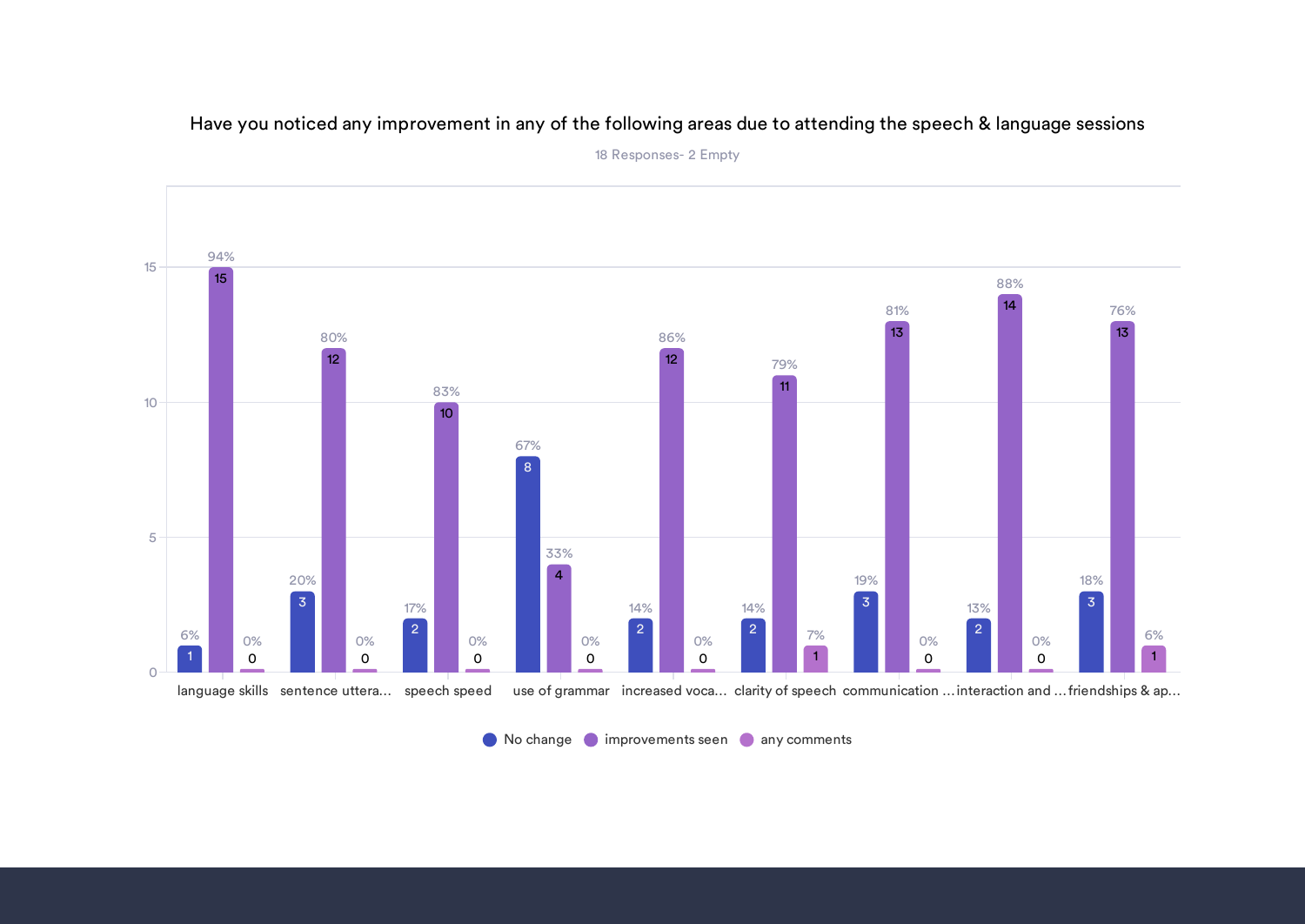Have you noticed any improvement in any of the following areas due to attending the speech & language sessions

18 Responses- 2 Empty

15
10
5
0

language skills: 6% 1, 94% 15, 0% 0
sentence uttera...: 20% 3, 80% 12, 0% 0
speech speed: 17% 2, 83% 10, 0% 0
use of grammar: 67% 8, 33% 4, 0% 0
increased voca...: 14% 2, 86% 12, 0% 0
clarity of speech: 14% 2, 79% 11, 7% 1
communication ...: 19% 3, 81% 13, 0% 0
interaction and ...: 13% 2, 88% 14, 0% 0
friendships & ap...: 18% 3, 76% 13, 6% 1

No change · improvements seen · any comments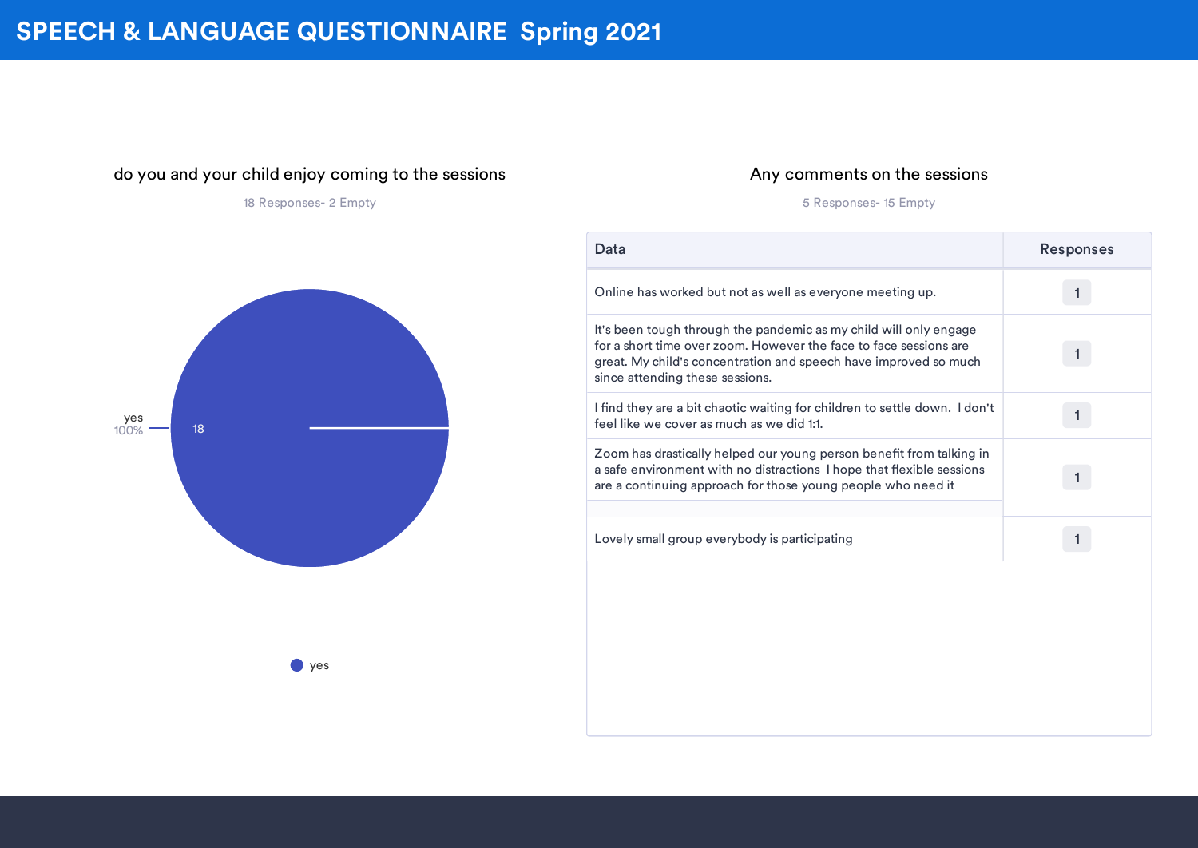# SPEECH & LANGUAGE QUESTIONNAIRE Spring 2021

## do you and your child enjoy coming to the sessions

18 Responses- 2 Empty

yes
100%
18

yes

## Any comments on the sessions

5 Responses- 15 Empty

| Data | Responses |
|---|---|
| Online has worked but not as well as everyone meeting up. | 1 |
| It's been tough through the pandemic as my child will only engage for a short time over zoom. However the face to face sessions are great. My child's concentration and speech have improved so much since attending these sessions. | 1 |
| I find they are a bit chaotic waiting for children to settle down. I don't feel like we cover as much as we did 1:1. | 1 |
| Zoom has drastically helped our young person benefit from talking in a safe environment with no distractions I hope that flexible sessions are a continuing approach for those young people who need it | 1 |
| Lovely small group everybody is participating | 1 |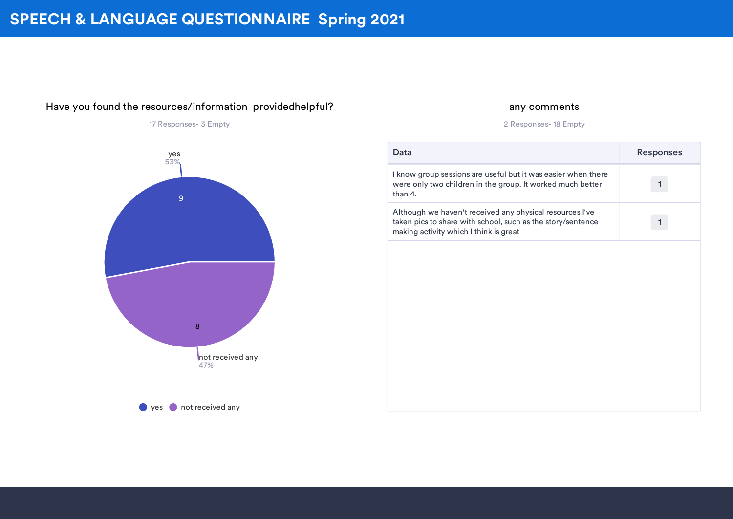# SPEECH & LANGUAGE QUESTIONNAIRE Spring 2021

## Have you found the resources/information providedhelpful?

17 Responses- 3 Empty

| Answer | Count | Percentage |
|---|---|---|
| yes | 9 | 53% |
| not received any | 8 | 47% |

## any comments

2 Responses- 18 Empty

| Data | Responses |
|---|---|
| I know group sessions are useful but it was easier when there were only two children in the group. It worked much better than 4. | 1 |
| Although we haven't received any physical resources I've taken pics to share with school, such as the story/sentence making activity which I think is great | 1 |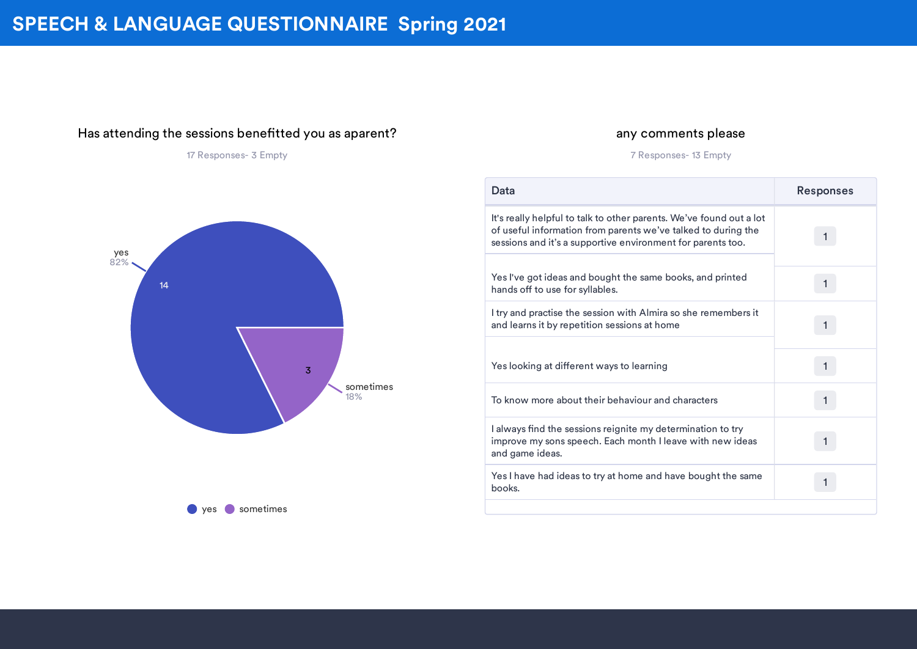# SPEECH & LANGUAGE QUESTIONNAIRE Spring 2021

## Has attending the sessions benefitted you as aparent?

17 Responses- 3 Empty

| Answer | Count | Percentage |
|---|---|---|
| yes | 14 | 82% |
| sometimes | 3 | 18% |

## any comments please

7 Responses- 13 Empty

| Data | Responses |
|---|---|
| It's really helpful to talk to other parents. We've found out a lot of useful information from parents we've talked to during the sessions and it's a supportive environment for parents too. | 1 |
| Yes I've got ideas and bought the same books, and printed hands off to use for syllables. | 1 |
| I try and practise the session with Almira so she remembers it and learns it by repetition sessions at home | 1 |
| Yes looking at different ways to learning | 1 |
| To know more about their behaviour and characters | 1 |
| I always find the sessions reignite my determination to try improve my sons speech. Each month I leave with new ideas and game ideas. | 1 |
| Yes I have had ideas to try at home and have bought the same books. | 1 |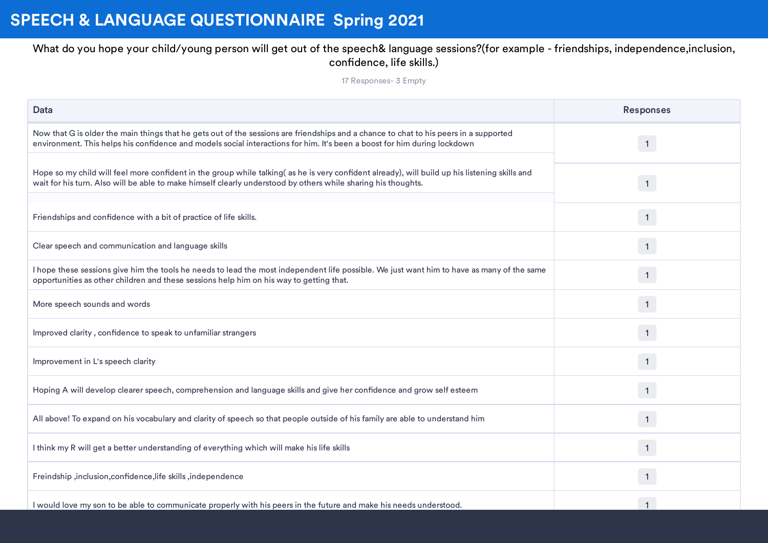# SPEECH & LANGUAGE QUESTIONNAIRE Spring 2021

What do you hope your child/young person will get out of the speech& language sessions?(for example - friendships, independence,inclusion, confidence, life skills.)

17 Responses- 3 Empty

| Data | Responses |
|---|---|
| Now that G is older the main things that he gets out of the sessions are friendships and a chance to chat to his peers in a supported environment. This helps his confidence and models social interactions for him. It's been a boost for him during lockdown | 1 |
| Hope so my child will feel more confident in the group while talking( as he is very confident already), will build up his listening skills and wait for his turn. Also will be able to make himself clearly understood by others while sharing his thoughts. | 1 |
| Friendships and confidence with a bit of practice of life skills. | 1 |
| Clear speech and communication and language skills | 1 |
| I hope these sessions give him the tools he needs to lead the most independent life possible. We just want him to have as many of the same opportunities as other children and these sessions help him on his way to getting that. | 1 |
| More speech sounds and words | 1 |
| Improved clarity , confidence to speak to unfamiliar strangers | 1 |
| Improvement in L's speech clarity | 1 |
| Hoping A will develop clearer speech, comprehension and language skills and give her confidence and grow self esteem | 1 |
| All above! To expand on his vocabulary and clarity of speech so that people outside of his family are able to understand him | 1 |
| I think my R will get a better understanding of everything which will make his life skills | 1 |
| Freindship ,inclusion,confidence,life skills ,independence | 1 |
| I would love my son to be able to communicate properly with his peers in the future and make his needs understood. | 1 |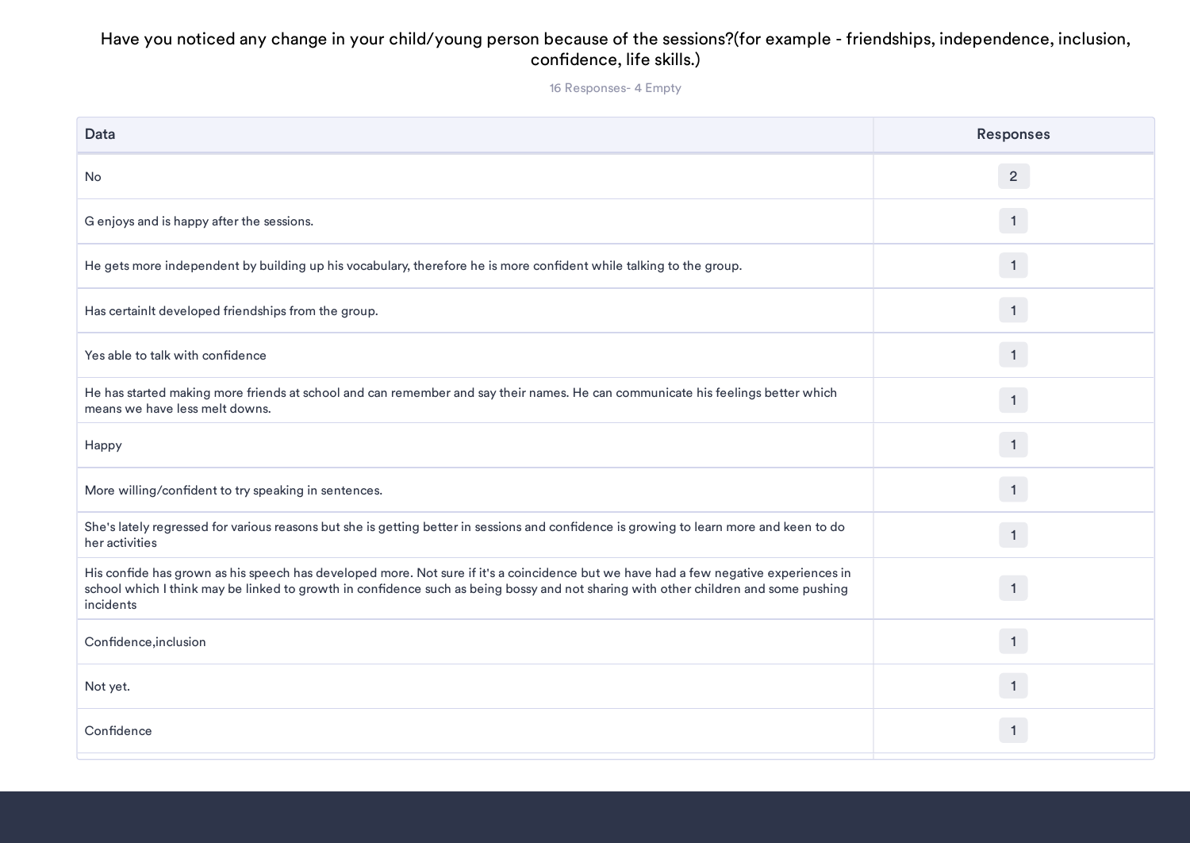## Have you noticed any change in your child/young person because of the sessions?(for example - friendships, independence, inclusion, confidence, life skills.)

16 Responses- 4 Empty

| Data | Responses |
|---|---|
| No | 2 |
| G enjoys and is happy after the sessions. | 1 |
| He gets more independent by building up his vocabulary, therefore he is more confident while talking to the group. | 1 |
| Has certainlt developed friendships from the group. | 1 |
| Yes able to talk with confidence | 1 |
| He has started making more friends at school and can remember and say their names. He can communicate his feelings better which means we have less melt downs. | 1 |
| Happy | 1 |
| More willing/confident to try speaking in sentences. | 1 |
| She's lately regressed for various reasons but she is getting better in sessions and confidence is growing to learn more and keen to do her activities | 1 |
| His confide has grown as his speech has developed more. Not sure if it's a coincidence but we have had a few negative experiences in school which I think may be linked to growth in confidence such as being bossy and not sharing with other children and some pushing incidents | 1 |
| Confidence,inclusion | 1 |
| Not yet. | 1 |
| Confidence | 1 |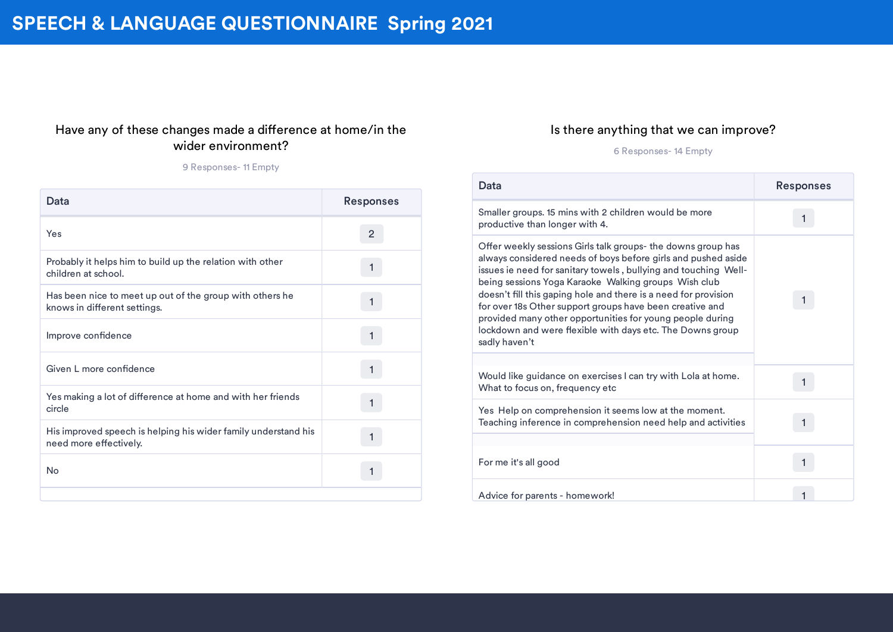# SPEECH & LANGUAGE QUESTIONNAIRE Spring 2021

## Have any of these changes made a difference at home/in the wider environment?

9 Responses- 11 Empty

| Data | Responses |
|---|---|
| Yes | 2 |
| Probably it helps him to build up the relation with other children at school. | 1 |
| Has been nice to meet up out of the group with others he knows in different settings. | 1 |
| Improve confidence | 1 |
| Given L more confidence | 1 |
| Yes making a lot of difference at home and with her friends circle | 1 |
| His improved speech is helping his wider family understand his need more effectively. | 1 |
| No | 1 |

## Is there anything that we can improve?

6 Responses- 14 Empty

| Data | Responses |
|---|---|
| Smaller groups. 15 mins with 2 children would be more productive than longer with 4. | 1 |
| Offer weekly sessions Girls talk groups- the downs group has always considered needs of boys before girls and pushed aside issues ie need for sanitary towels , bullying and touching Well-being sessions Yoga Karaoke Walking groups Wish club doesn't fill this gaping hole and there is a need for provision for over 18s Other support groups have been creative and provided many other opportunities for young people during lockdown and were flexible with days etc. The Downs group sadly haven't | 1 |
| Would like guidance on exercises I can try with Lola at home. What to focus on, frequency etc | 1 |
| Yes Help on comprehension it seems low at the moment. Teaching inference in comprehension need help and activities | 1 |
| For me it's all good | 1 |
| Advice for parents - homework! | 1 |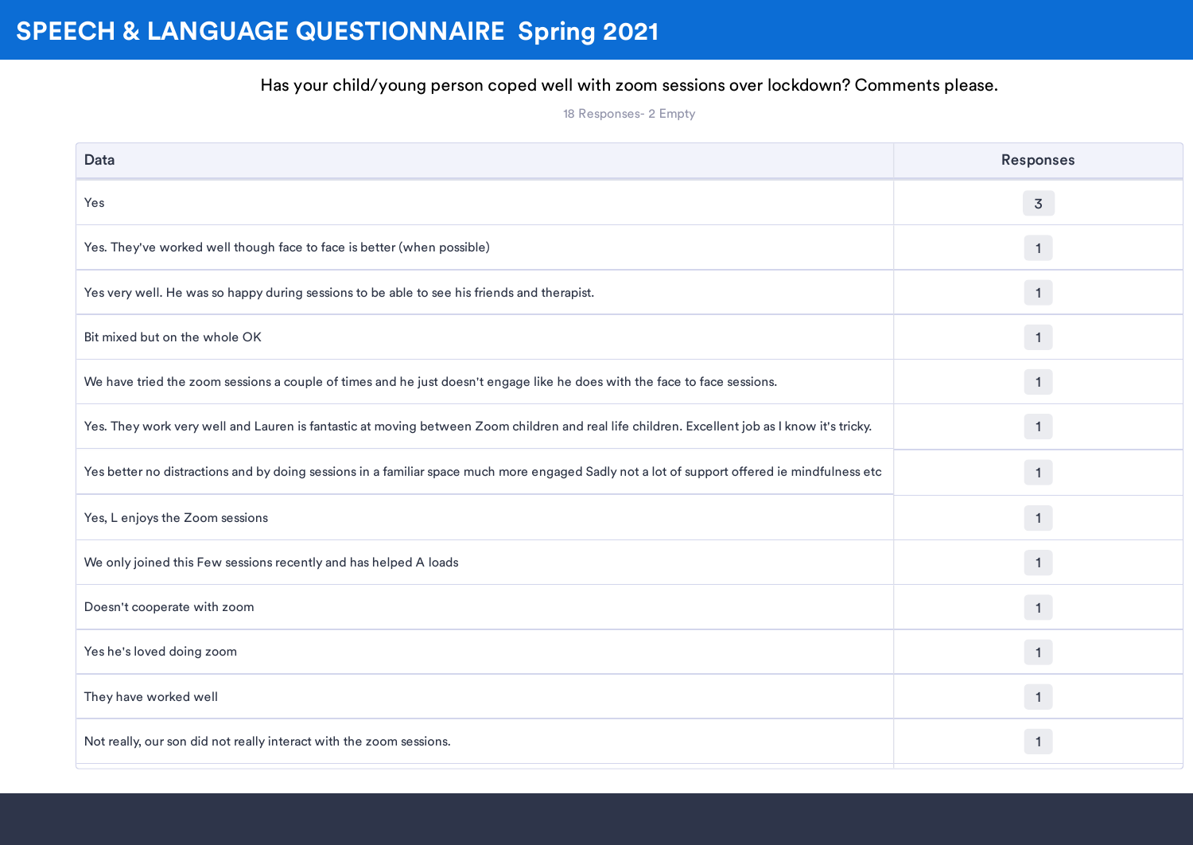# SPEECH & LANGUAGE QUESTIONNAIRE Spring 2021

Has your child/young person coped well with zoom sessions over lockdown? Comments please.

18 Responses- 2 Empty

| Data | Responses |
|---|---|
| Yes | 3 |
| Yes. They've worked well though face to face is better (when possible) | 1 |
| Yes very well. He was so happy during sessions to be able to see his friends and therapist. | 1 |
| Bit mixed but on the whole OK | 1 |
| We have tried the zoom sessions a couple of times and he just doesn't engage like he does with the face to face sessions. | 1 |
| Yes. They work very well and Lauren is fantastic at moving between Zoom children and real life children. Excellent job as I know it's tricky. | 1 |
| Yes better no distractions and by doing sessions in a familiar space much more engaged Sadly not a lot of support offered ie mindfulness etc | 1 |
| Yes, L enjoys the Zoom sessions | 1 |
| We only joined this Few sessions recently and has helped A loads | 1 |
| Doesn't cooperate with zoom | 1 |
| Yes he's loved doing zoom | 1 |
| They have worked well | 1 |
| Not really, our son did not really interact with the zoom sessions. | 1 |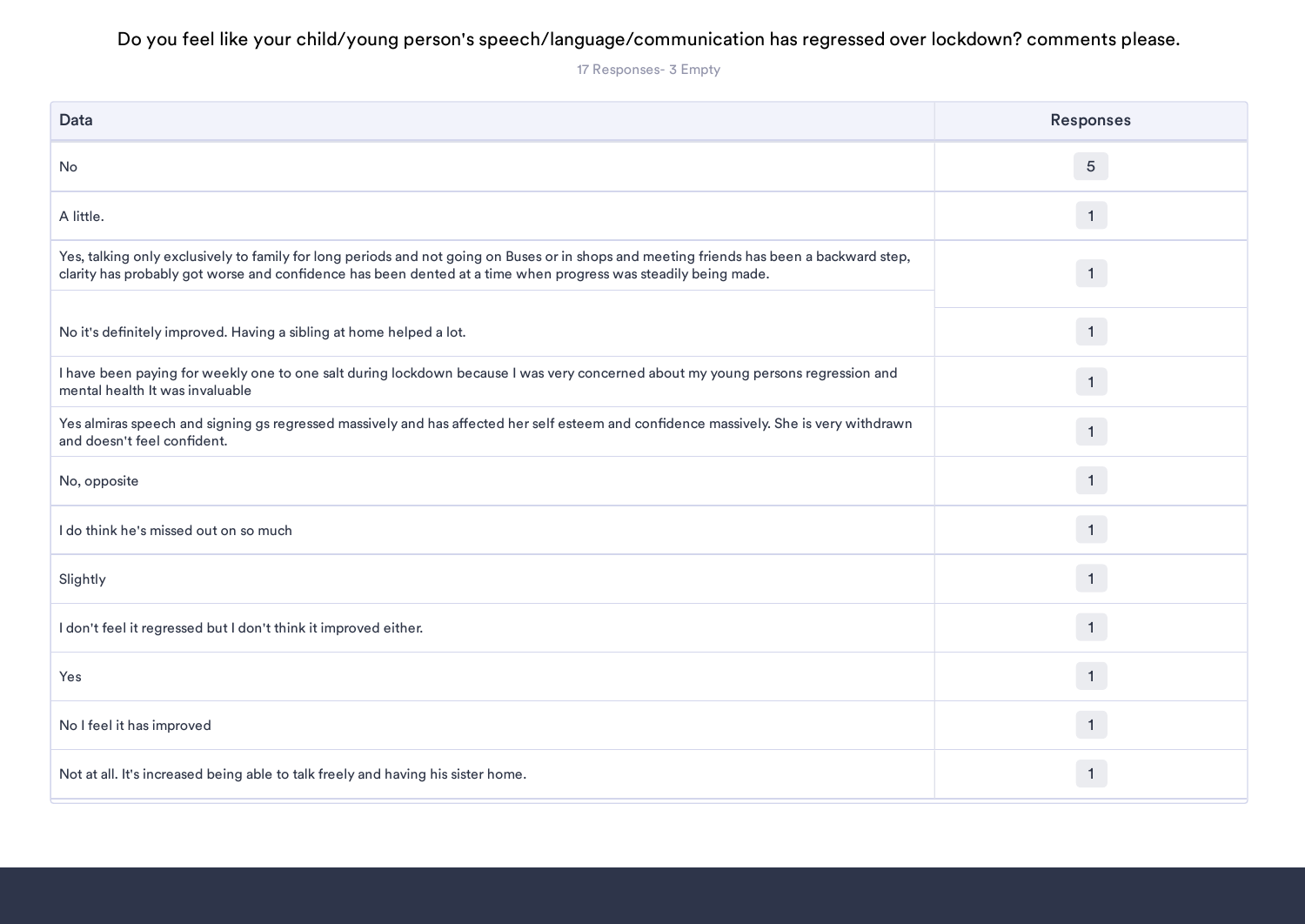## Do you feel like your child/young person's speech/language/communication has regressed over lockdown? comments please.

17 Responses- 3 Empty

| Data | Responses |
|---|---|
| No | 5 |
| A little. | 1 |
| Yes, talking only exclusively to family for long periods and not going on Buses or in shops and meeting friends has been a backward step, clarity has probably got worse and confidence has been dented at a time when progress was steadily being made. | 1 |
| No it's definitely improved. Having a sibling at home helped a lot. | 1 |
| I have been paying for weekly one to one salt during lockdown because I was very concerned about my young persons regression and mental health It was invaluable | 1 |
| Yes almiras speech and signing gs regressed massively and has affected her self esteem and confidence massively. She is very withdrawn and doesn't feel confident. | 1 |
| No, opposite | 1 |
| I do think he's missed out on so much | 1 |
| Slightly | 1 |
| I don't feel it regressed but I don't think it improved either. | 1 |
| Yes | 1 |
| No I feel it has improved | 1 |
| Not at all. It's increased being able to talk freely and having his sister home. | 1 |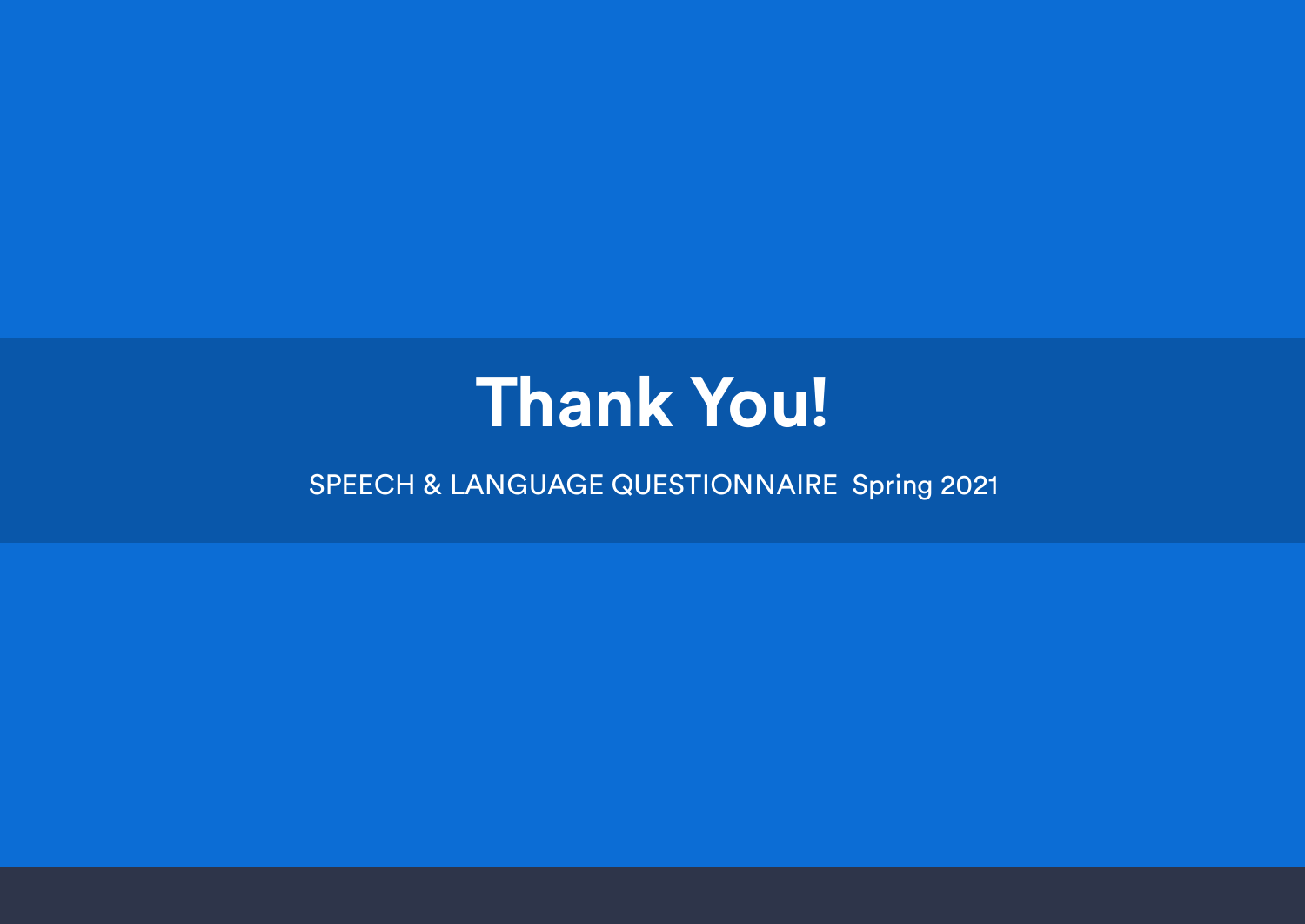# Thank You!

SPEECH & LANGUAGE QUESTIONNAIRE Spring 2021